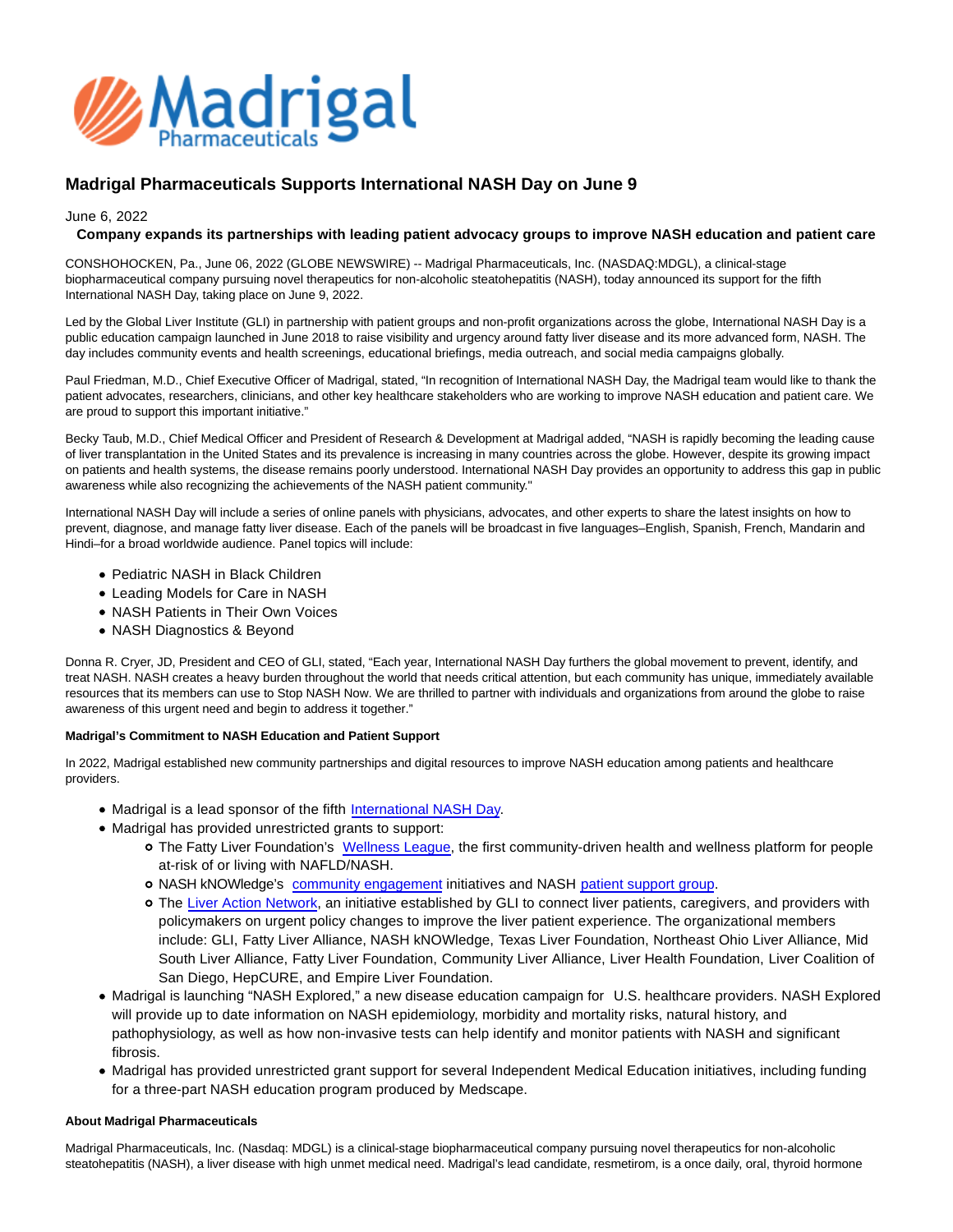# Madrigal Pharmaceuticals Supports International NASH Day on June 9

June 6, 2022

**Company expands its partnerships with leading patient advocacy groups to improve NASH education and patient care**

CONSHOHOCKEN, Pa., June 06, 2022 (GLOBE NEWSWIRE) -- Madrigal Pharmaceuticals, Inc. (NASDAQ:MDGL), a clinical-stage biopharmaceutical company pursuing novel therapeutics for non-alcoholic steatohepatitis (NASH), today announced its support for the fifth International NASH Day, taking place on June 9, 2022.

Led by the Global Liver Institute (GLI) in partnership with patient groups and non-profit organizations across the globe, International NASH Day is a public education campaign launched in June 2018 to raise visibility and urgency around fatty liver disease and its more advanced form, NASH. The day includes community events and health screenings, educational briefings, media outreach, and social media campaigns globally.

Paul Friedman, M.D., Chief Executive Officer of Madrigal, stated, "In recognition of International NASH Day, the Madrigal team would like to thank the patient advocates, researchers, clinicians, and other key healthcare stakeholders who are working to improve NASH education and patient care. We are proud to support this important initiative."

Becky Taub, M.D., Chief Medical Officer and President of Research & Development at Madrigal added, "NASH is rapidly becoming the leading cause of liver transplantation in the United States and its prevalence is increasing in many countries across the globe. However, despite its growing impact on patients and health systems, the disease remains poorly understood. International NASH Day provides an opportunity to address this gap in public awareness while also recognizing the achievements of the NASH patient community."

International NASH Day will include a series of online panels with physicians, advocates, and other experts to share the latest insights on how to prevent, diagnose, and manage fatty liver disease. Each of the panels will be broadcast in five languages–English, Spanish, French, Mandarin and Hindi–for a broad worldwide audience. Panel topics will include:

- Pediatric NASH in Black Children
- Leading Models for Care in NASH
- NASH Patients in Their Own Voices
- NASH Diagnostics & Beyond

Donna R. Cryer, JD, President and CEO of GLI, stated, "Each year, International NASH Day furthers the global movement to prevent, identify, and treat NASH. NASH creates a heavy burden throughout the world that needs critical attention, but each community has unique, immediately available resources that its members can use to Stop NASH Now. We are thrilled to partner with individuals and organizations from around the globe to raise awareness of this urgent need and begin to address it together."

**Madrigal's Commitment to NASH Education and Patient Support**

In 2022, Madrigal established new community partnerships and digital resources to improve NASH education among patients and healthcare providers.

- Madrigal is a lead sponsor of the fifth International NASH Day.
- Madrigal has provided unrestricted grants to support:
  - The Fatty Liver Foundation's Wellness League, the first community-driven health and wellness platform for people at-risk of or living with NAFLD/NASH.
  - NASH kNOWledge's community engagement initiatives and NASH patient support group.
  - The Liver Action Network, an initiative established by GLI to connect liver patients, caregivers, and providers with policymakers on urgent policy changes to improve the liver patient experience. The organizational members include: GLI, Fatty Liver Alliance, NASH kNOWledge, Texas Liver Foundation, Northeast Ohio Liver Alliance, Mid South Liver Alliance, Fatty Liver Foundation, Community Liver Alliance, Liver Health Foundation, Liver Coalition of San Diego, HepCURE, and Empire Liver Foundation.
- Madrigal is launching "NASH Explored," a new disease education campaign for U.S. healthcare providers. NASH Explored will provide up to date information on NASH epidemiology, morbidity and mortality risks, natural history, and pathophysiology, as well as how non-invasive tests can help identify and monitor patients with NASH and significant fibrosis.
- Madrigal has provided unrestricted grant support for several Independent Medical Education initiatives, including funding for a three-part NASH education program produced by Medscape.

**About Madrigal Pharmaceuticals**

Madrigal Pharmaceuticals, Inc. (Nasdaq: MDGL) is a clinical-stage biopharmaceutical company pursuing novel therapeutics for non-alcoholic steatohepatitis (NASH), a liver disease with high unmet medical need. Madrigal's lead candidate, resmetirom, is a once daily, oral, thyroid hormone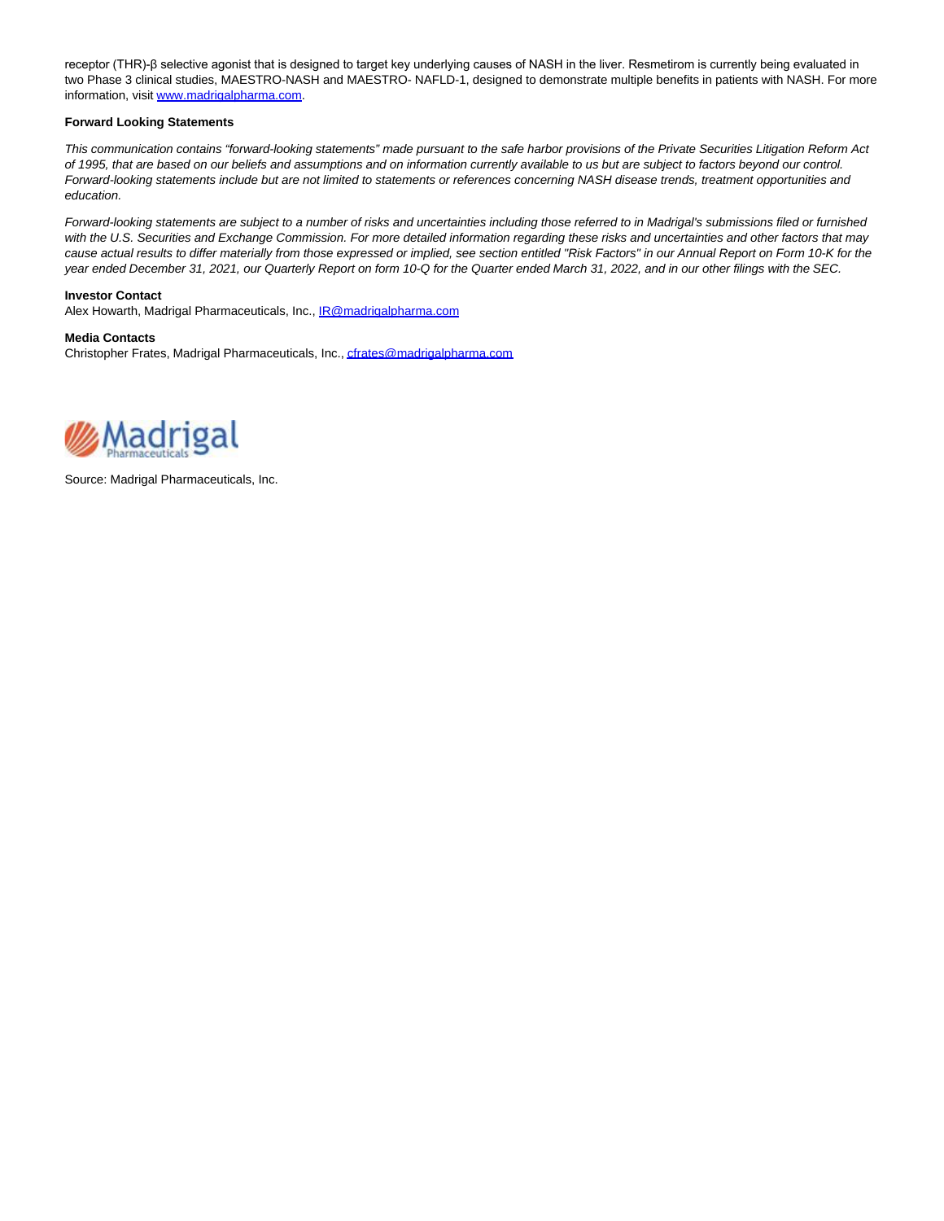receptor (THR)-β selective agonist that is designed to target key underlying causes of NASH in the liver. Resmetirom is currently being evaluated in two Phase 3 clinical studies, MAESTRO-NASH and MAESTRO- NAFLD-1, designed to demonstrate multiple benefits in patients with NASH. For more information, visit www.madrigalpharma.com.

**Forward Looking Statements**

*This communication contains "forward-looking statements" made pursuant to the safe harbor provisions of the Private Securities Litigation Reform Act of 1995, that are based on our beliefs and assumptions and on information currently available to us but are subject to factors beyond our control. Forward-looking statements include but are not limited to statements or references concerning NASH disease trends, treatment opportunities and education.*

*Forward-looking statements are subject to a number of risks and uncertainties including those referred to in Madrigal's submissions filed or furnished with the U.S. Securities and Exchange Commission. For more detailed information regarding these risks and uncertainties and other factors that may cause actual results to differ materially from those expressed or implied, see section entitled "Risk Factors" in our Annual Report on Form 10-K for the year ended December 31, 2021, our Quarterly Report on form 10-Q for the Quarter ended March 31, 2022, and in our other filings with the SEC.*

**Investor Contact**
Alex Howarth, Madrigal Pharmaceuticals, Inc., IR@madrigalpharma.com

**Media Contacts**
Christopher Frates, Madrigal Pharmaceuticals, Inc., cfrates@madrigalpharma.com

Source: Madrigal Pharmaceuticals, Inc.